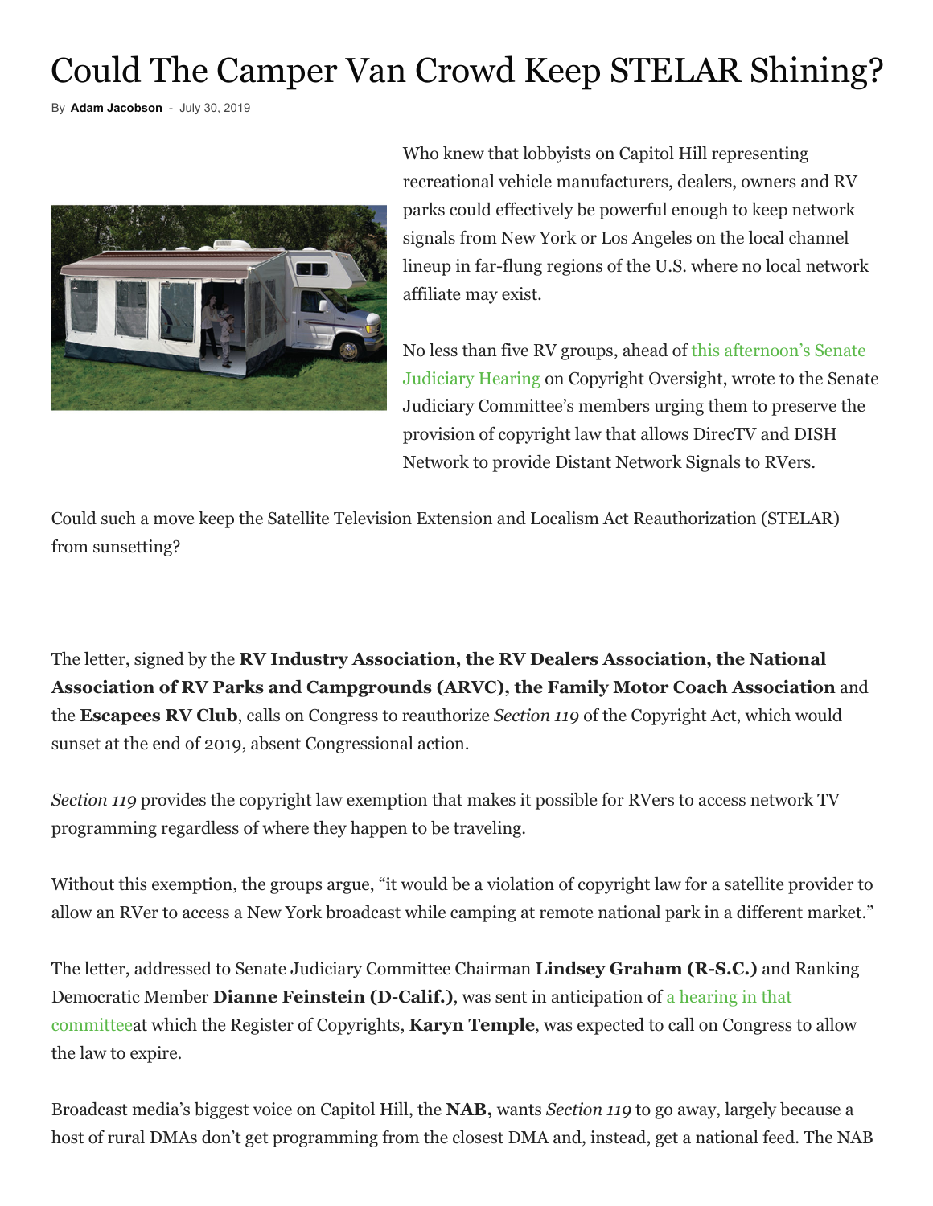# Could The Camper Van Crowd Keep STELAR Shining?

By **Adam Jacobson** - July 30, 2019

Who knew that lobbyists on Capitol Hill representing recreational vehicle manufacturers, dealers, owners and RV parks could effectively be powerful enough to keep network signals from New York or Los Angeles on the local channel lineup in far-flung regions of the U.S. where no local network affiliate may exist.

No less than five RV groups, ahead of this afternoon's Senate Judiciary Hearing on Copyright Oversight, wrote to the Senate Judiciary Committee's members urging them to preserve the provision of copyright law that allows DirecTV and DISH Network to provide Distant Network Signals to RVers.

Could such a move keep the Satellite Television Extension and Localism Act Reauthorization (STELAR) from sunsetting?

The letter, signed by the **RV Industry Association, the RV Dealers Association, the National Association of RV Parks and Campgrounds (ARVC), the Family Motor Coach Association** and the **Escapees RV Club**, calls on Congress to reauthorize *Section 119* of the Copyright Act, which would sunset at the end of 2019, absent Congressional action.

*Section 119* provides the copyright law exemption that makes it possible for RVers to access network TV programming regardless of where they happen to be traveling.

Without this exemption, the groups argue, "it would be a violation of copyright law for a satellite provider to allow an RVer to access a New York broadcast while camping at remote national park in a different market."

The letter, addressed to Senate Judiciary Committee Chairman **Lindsey Graham (R-S.C.)** and Ranking Democratic Member **Dianne Feinstein (D-Calif.)**, was sent in anticipation of a hearing in that committeeat which the Register of Copyrights, **Karyn Temple**, was expected to call on Congress to allow the law to expire.

Broadcast media's biggest voice on Capitol Hill, the **NAB,** wants *Section 119* to go away, largely because a host of rural DMAs don't get programming from the closest DMA and, instead, get a national feed. The NAB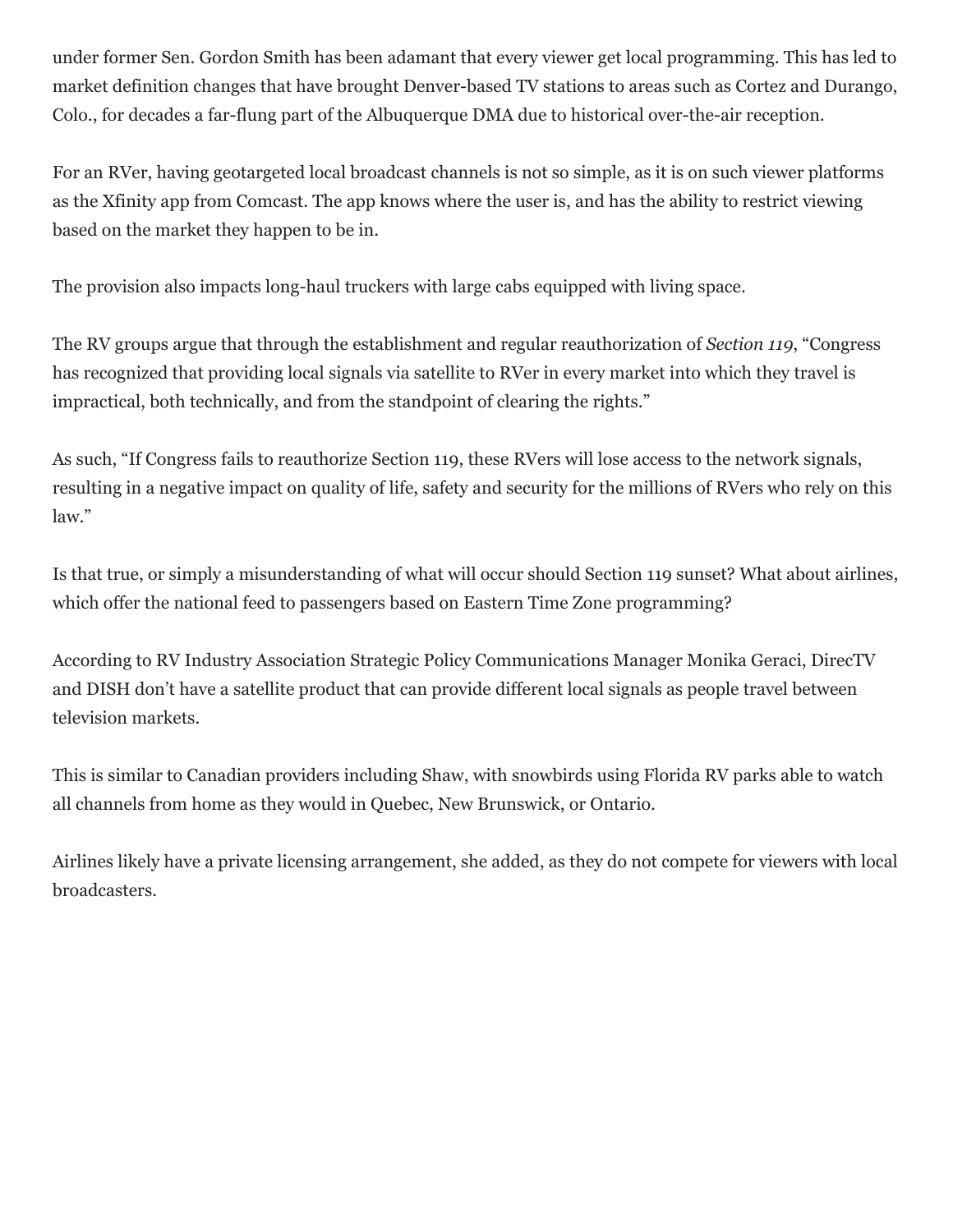under former Sen. Gordon Smith has been adamant that every viewer get local programming. This has led to market definition changes that have brought Denver-based TV stations to areas such as Cortez and Durango, Colo., for decades a far-flung part of the Albuquerque DMA due to historical over-the-air reception.

For an RVer, having geotargeted local broadcast channels is not so simple, as it is on such viewer platforms as the Xfinity app from Comcast. The app knows where the user is, and has the ability to restrict viewing based on the market they happen to be in.

The provision also impacts long-haul truckers with large cabs equipped with living space.

The RV groups argue that through the establishment and regular reauthorization of *Section 119*, "Congress has recognized that providing local signals via satellite to RVer in every market into which they travel is impractical, both technically, and from the standpoint of clearing the rights."

As such, "If Congress fails to reauthorize Section 119, these RVers will lose access to the network signals, resulting in a negative impact on quality of life, safety and security for the millions of RVers who rely on this law."

Is that true, or simply a misunderstanding of what will occur should Section 119 sunset? What about airlines, which offer the national feed to passengers based on Eastern Time Zone programming?

According to RV Industry Association Strategic Policy Communications Manager Monika Geraci, DirecTV and DISH don't have a satellite product that can provide different local signals as people travel between television markets.

This is similar to Canadian providers including Shaw, with snowbirds using Florida RV parks able to watch all channels from home as they would in Quebec, New Brunswick, or Ontario.

Airlines likely have a private licensing arrangement, she added, as they do not compete for viewers with local broadcasters.